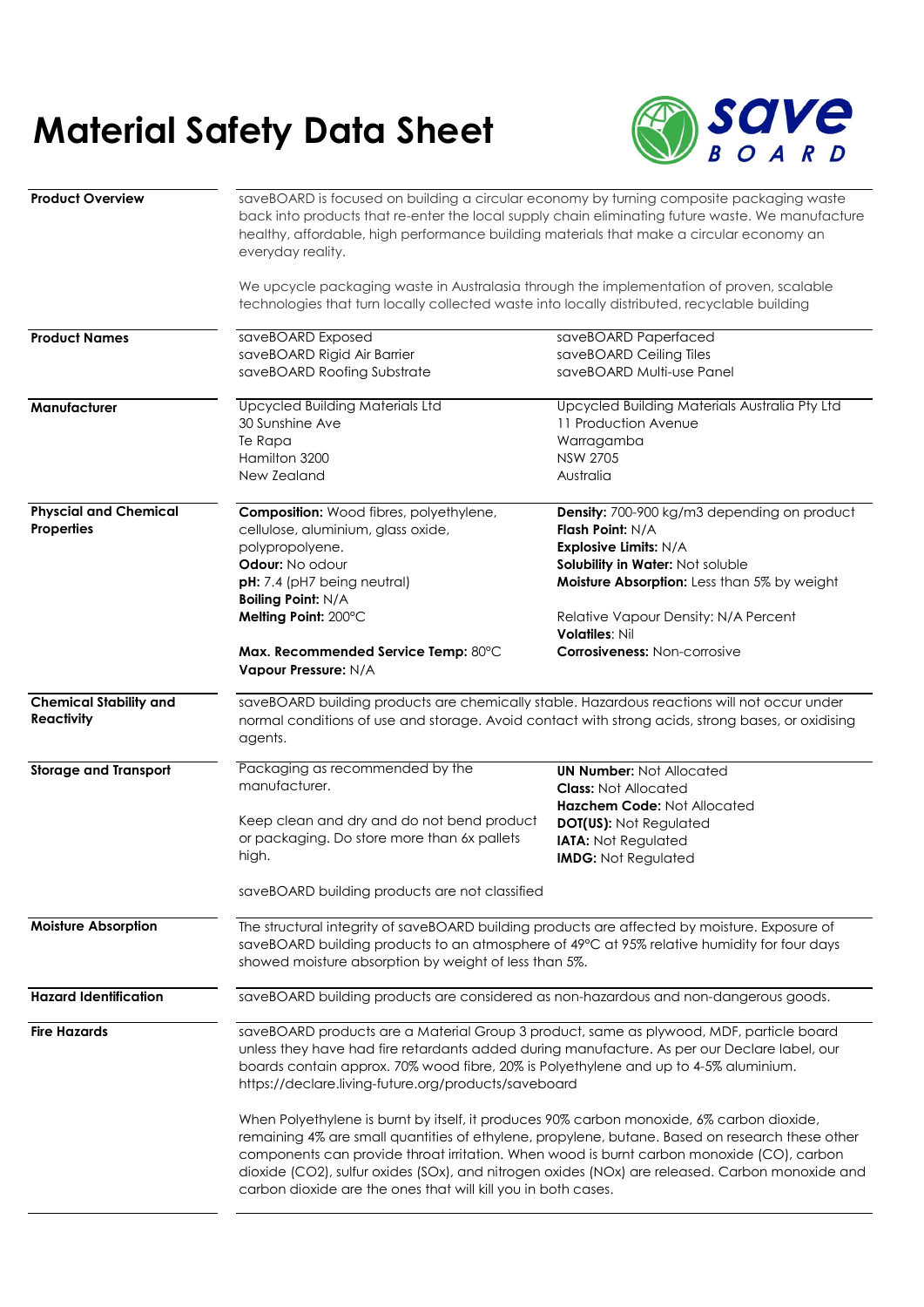# Material Safety Data Sheet

## Product Overview

saveBOARD is focused on building a circular economy by turning composite packaging waste back into products that re-enter the local supply chain eliminating future waste. We manufacture healthy, affordable, high performance building materials that make a circular economy an everyday reality.

We upcycle packaging waste in Australasia through the implementation of proven, scalable technologies that turn locally collected waste into locally distributed, recyclable building

## Product Names

- saveBOARD Exposed
- saveBOARD Rigid Air Barrier
- saveBOARD Roofing Substrate
- saveBOARD Paperfaced
- saveBOARD Ceiling Tiles
- saveBOARD Multi-use Panel

## Manufacturer

Upcycled Building Materials Ltd
30 Sunshine Ave
Te Rapa
Hamilton 3200
New Zealand

Upcycled Building Materials Australia Pty Ltd
11 Production Avenue
Warragamba
NSW 2705
Australia

## Physcial and Chemical Properties

**Composition:** Wood fibres, polyethylene, cellulose, aluminium, glass oxide, polypropolyene.
**Odour:** No odour
**pH:** 7.4 (pH7 being neutral)
**Boiling Point:** N/A
**Melting Point:** 200°C

**Max. Recommended Service Temp:** 80°C
**Vapour Pressure:** N/A

**Density:** 700-900 kg/m3 depending on product
**Flash Point:** N/A
**Explosive Limits:** N/A
**Solubility in Water:** Not soluble
**Moisture Absorption:** Less than 5% by weight

Relative Vapour Density: N/A Percent
**Volatiles**: Nil
**Corrosiveness:** Non-corrosive

## Chemical Stability and Reactivity

saveBOARD building products are chemically stable. Hazardous reactions will not occur under normal conditions of use and storage. Avoid contact with strong acids, strong bases, or oxidising agents.

## Storage and Transport

Packaging as recommended by the manufacturer.

Keep clean and dry and do not bend product or packaging. Do store more than 6x pallets high.

**UN Number:** Not Allocated
**Class:** Not Allocated
**Hazchem Code:** Not Allocated
**DOT(US):** Not Regulated
**IATA:** Not Regulated
**IMDG:** Not Regulated

saveBOARD building products are not classified

## Moisture Absorption

The structural integrity of saveBOARD building products are affected by moisture. Exposure of saveBOARD building products to an atmosphere of 49°C at 95% relative humidity for four days showed moisture absorption by weight of less than 5%.

## Hazard Identification

saveBOARD building products are considered as non-hazardous and non-dangerous goods.

## Fire Hazards

saveBOARD products are a Material Group 3 product, same as plywood, MDF, particle board unless they have had fire retardants added during manufacture. As per our Declare label, our boards contain approx. 70% wood fibre, 20% is Polyethylene and up to 4-5% aluminium. https://declare.living-future.org/products/saveboard

When Polyethylene is burnt by itself, it produces 90% carbon monoxide, 6% carbon dioxide, remaining 4% are small quantities of ethylene, propylene, butane. Based on research these other components can provide throat irritation. When wood is burnt carbon monoxide (CO), carbon dioxide ($CO_2$), sulfur oxides ($SO_x$), and nitrogen oxides ($NO_x$) are released. Carbon monoxide and carbon dioxide are the ones that will kill you in both cases.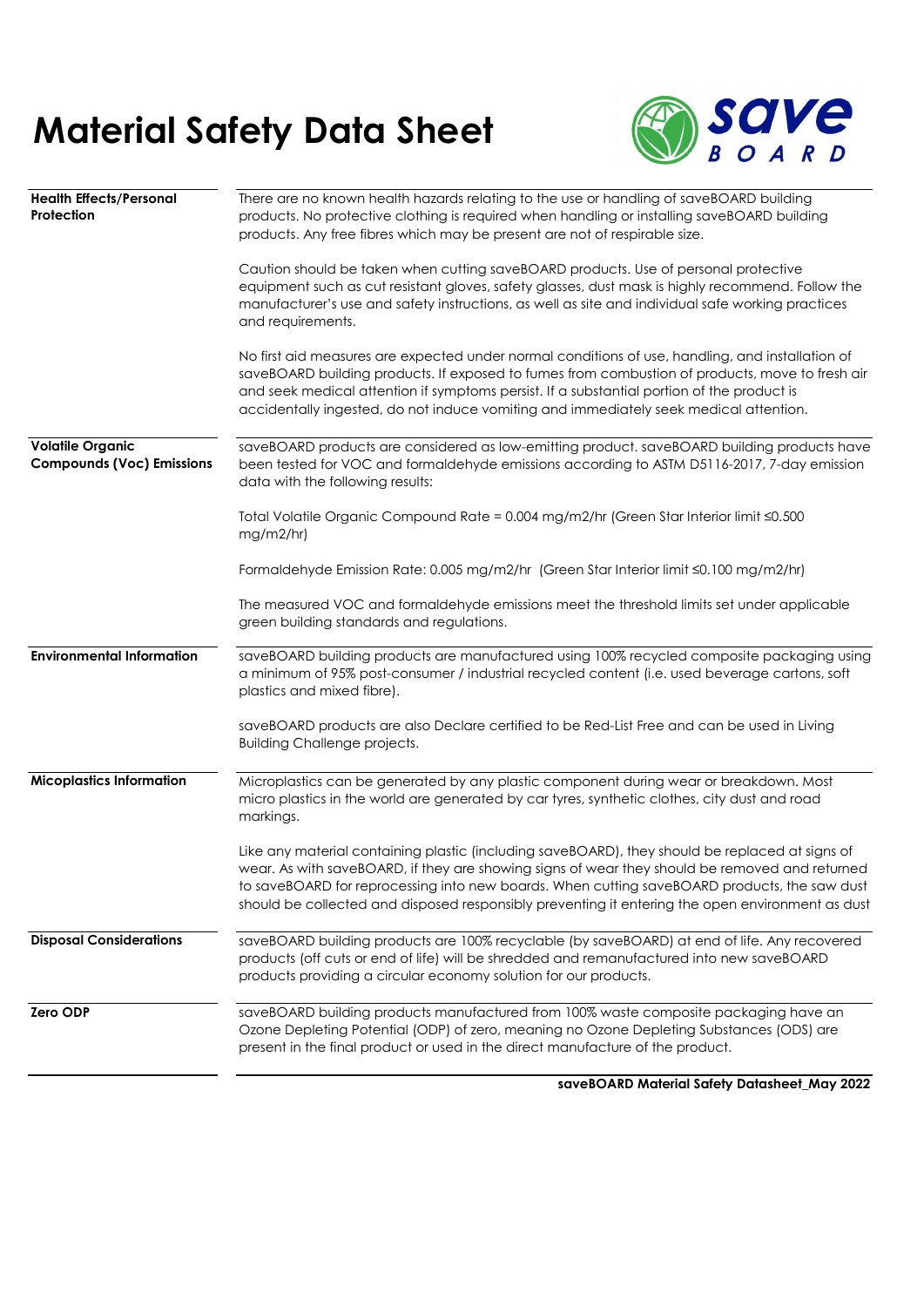# Material Safety Data Sheet

| | |
|---|---|
| **Health Effects/Personal Protection** | There are no known health hazards relating to the use or handling of saveBOARD building products. No protective clothing is required when handling or installing saveBOARD building products. Any free fibres which may be present are not of respirable size.<br><br>Caution should be taken when cutting saveBOARD products. Use of personal protective equipment such as cut resistant gloves, safety glasses, dust mask is highly recommend. Follow the manufacturer's use and safety instructions, as well as site and individual safe working practices and requirements.<br><br>No first aid measures are expected under normal conditions of use, handling, and installation of saveBOARD building products. If exposed to fumes from combustion of products, move to fresh air and seek medical attention if symptoms persist. If a substantial portion of the product is accidentally ingested, do not induce vomiting and immediately seek medical attention. |
| **Volatile Organic Compounds (Voc) Emissions** | saveBOARD products are considered as low-emitting product. saveBOARD building products have been tested for VOC and formaldehyde emissions according to ASTM D5116-2017, 7-day emission data with the following results:<br><br>Total Volatile Organic Compound Rate = 0.004 mg/m2/hr (Green Star Interior limit ≤0.500 mg/m2/hr)<br><br>Formaldehyde Emission Rate: 0.005 mg/m2/hr (Green Star Interior limit ≤0.100 mg/m2/hr)<br><br>The measured VOC and formaldehyde emissions meet the threshold limits set under applicable green building standards and regulations. |
| **Environmental Information** | saveBOARD building products are manufactured using 100% recycled composite packaging using a minimum of 95% post-consumer / industrial recycled content (i.e. used beverage cartons, soft plastics and mixed fibre).<br><br>saveBOARD products are also Declare certified to be Red-List Free and can be used in Living Building Challenge projects. |
| **Micoplastics Information** | Microplastics can be generated by any plastic component during wear or breakdown. Most micro plastics in the world are generated by car tyres, synthetic clothes, city dust and road markings.<br><br>Like any material containing plastic (including saveBOARD), they should be replaced at signs of wear. As with saveBOARD, if they are showing signs of wear they should be removed and returned to saveBOARD for reprocessing into new boards. When cutting saveBOARD products, the saw dust should be collected and disposed responsibly preventing it entering the open environment as dust |
| **Disposal Considerations** | saveBOARD building products are 100% recyclable (by saveBOARD) at end of life. Any recovered products (off cuts or end of life) will be shredded and remanufactured into new saveBOARD products providing a circular economy solution for our products. |
| **Zero ODP** | saveBOARD building products manufactured from 100% waste composite packaging have an Ozone Depleting Potential (ODP) of zero, meaning no Ozone Depleting Substances (ODS) are present in the final product or used in the direct manufacture of the product. |

**saveBOARD Material Safety Datasheet_May 2022**